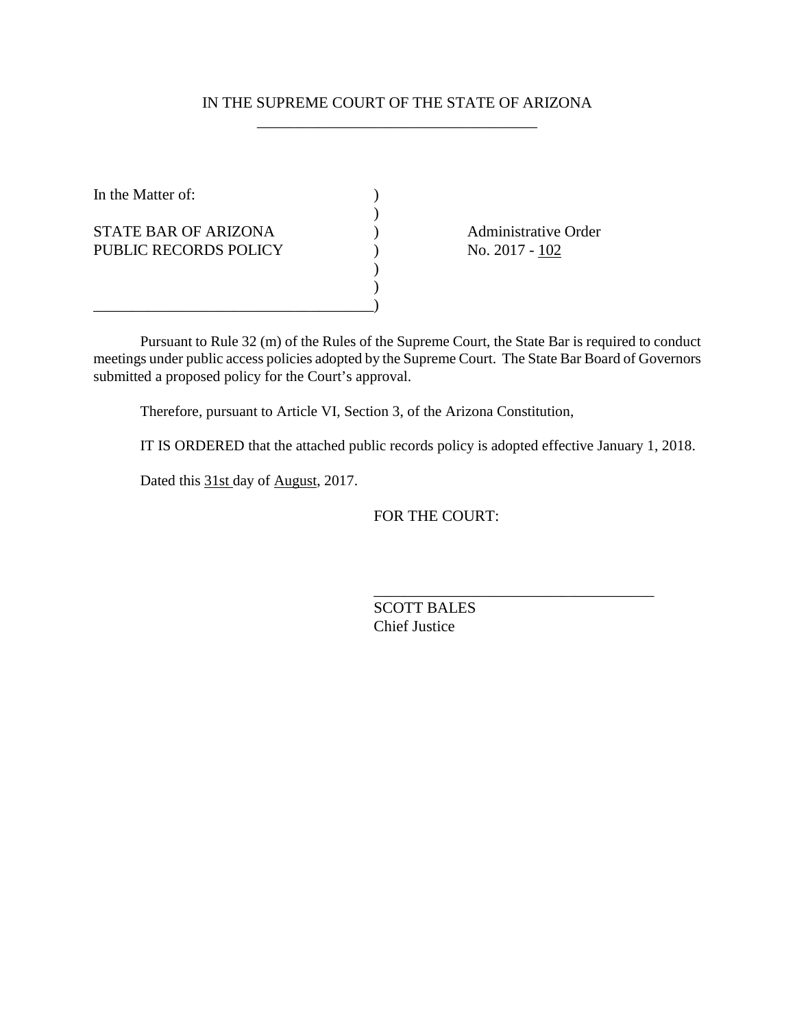IN THE SUPREME COURT OF THE STATE OF ARIZONA

| | |
|---|---|
| In the Matter of: | |
| | |
| STATE BAR OF ARIZONA PUBLIC RECORDS POLICY | Administrative Order No. 2017 - 102 |

Pursuant to Rule 32 (m) of the Rules of the Supreme Court, the State Bar is required to conduct meetings under public access policies adopted by the Supreme Court. The State Bar Board of Governors submitted a proposed policy for the Court's approval.

Therefore, pursuant to Article VI, Section 3, of the Arizona Constitution,

IT IS ORDERED that the attached public records policy is adopted effective January 1, 2018.

Dated this 31st day of August, 2017.

FOR THE COURT:

SCOTT BALES
Chief Justice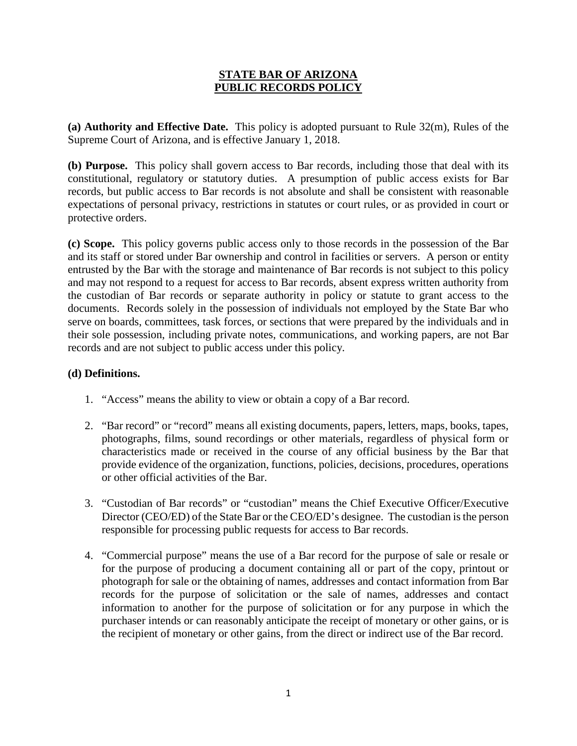# STATE BAR OF ARIZONA
# PUBLIC RECORDS POLICY

**(a) Authority and Effective Date.** This policy is adopted pursuant to Rule 32(m), Rules of the Supreme Court of Arizona, and is effective January 1, 2018.

**(b) Purpose.** This policy shall govern access to Bar records, including those that deal with its constitutional, regulatory or statutory duties. A presumption of public access exists for Bar records, but public access to Bar records is not absolute and shall be consistent with reasonable expectations of personal privacy, restrictions in statutes or court rules, or as provided in court or protective orders.

**(c) Scope.** This policy governs public access only to those records in the possession of the Bar and its staff or stored under Bar ownership and control in facilities or servers. A person or entity entrusted by the Bar with the storage and maintenance of Bar records is not subject to this policy and may not respond to a request for access to Bar records, absent express written authority from the custodian of Bar records or separate authority in policy or statute to grant access to the documents. Records solely in the possession of individuals not employed by the State Bar who serve on boards, committees, task forces, or sections that were prepared by the individuals and in their sole possession, including private notes, communications, and working papers, are not Bar records and are not subject to public access under this policy.

**(d) Definitions.**

1. "Access" means the ability to view or obtain a copy of a Bar record.

2. "Bar record" or "record" means all existing documents, papers, letters, maps, books, tapes, photographs, films, sound recordings or other materials, regardless of physical form or characteristics made or received in the course of any official business by the Bar that provide evidence of the organization, functions, policies, decisions, procedures, operations or other official activities of the Bar.

3. "Custodian of Bar records" or "custodian" means the Chief Executive Officer/Executive Director (CEO/ED) of the State Bar or the CEO/ED's designee. The custodian is the person responsible for processing public requests for access to Bar records.

4. "Commercial purpose" means the use of a Bar record for the purpose of sale or resale or for the purpose of producing a document containing all or part of the copy, printout or photograph for sale or the obtaining of names, addresses and contact information from Bar records for the purpose of solicitation or the sale of names, addresses and contact information to another for the purpose of solicitation or for any purpose in which the purchaser intends or can reasonably anticipate the receipt of monetary or other gains, or is the recipient of monetary or other gains, from the direct or indirect use of the Bar record.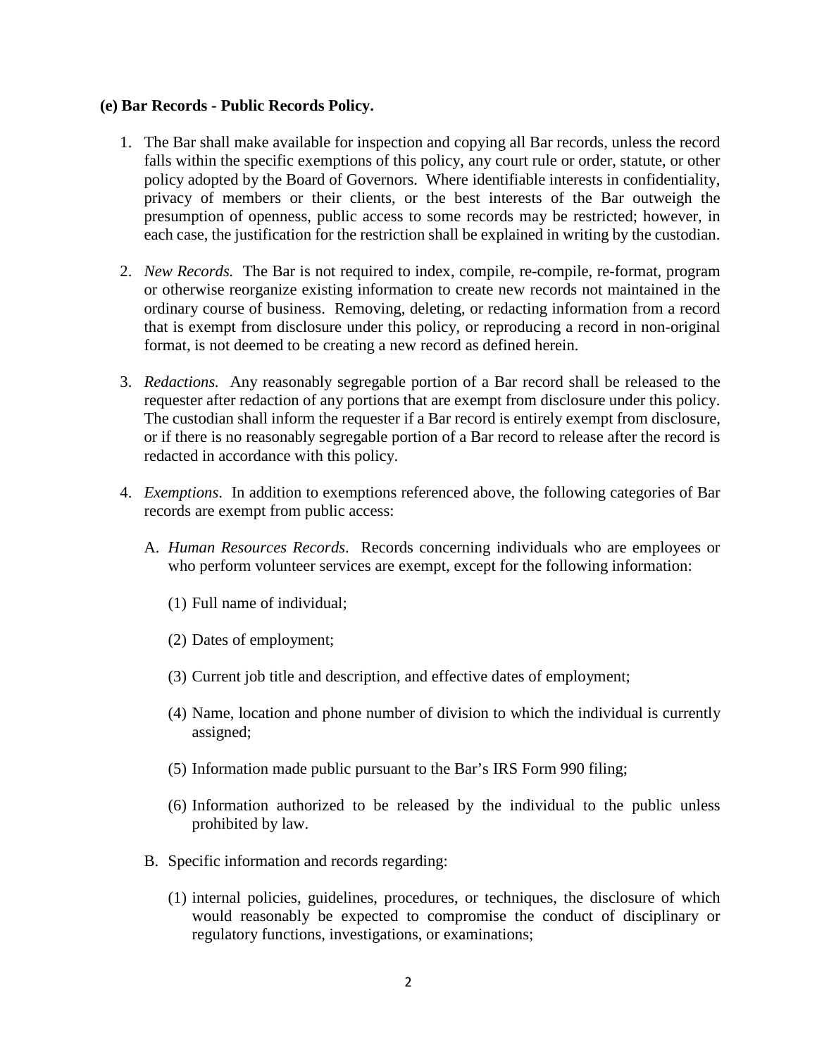**(e) Bar Records - Public Records Policy.**

1. The Bar shall make available for inspection and copying all Bar records, unless the record falls within the specific exemptions of this policy, any court rule or order, statute, or other policy adopted by the Board of Governors. Where identifiable interests in confidentiality, privacy of members or their clients, or the best interests of the Bar outweigh the presumption of openness, public access to some records may be restricted; however, in each case, the justification for the restriction shall be explained in writing by the custodian.

2. *New Records.* The Bar is not required to index, compile, re-compile, re-format, program or otherwise reorganize existing information to create new records not maintained in the ordinary course of business. Removing, deleting, or redacting information from a record that is exempt from disclosure under this policy, or reproducing a record in non-original format, is not deemed to be creating a new record as defined herein.

3. *Redactions.* Any reasonably segregable portion of a Bar record shall be released to the requester after redaction of any portions that are exempt from disclosure under this policy. The custodian shall inform the requester if a Bar record is entirely exempt from disclosure, or if there is no reasonably segregable portion of a Bar record to release after the record is redacted in accordance with this policy.

4. *Exemptions*. In addition to exemptions referenced above, the following categories of Bar records are exempt from public access:

   A. *Human Resources Records*. Records concerning individuals who are employees or who perform volunteer services are exempt, except for the following information:

      (1) Full name of individual;

      (2) Dates of employment;

      (3) Current job title and description, and effective dates of employment;

      (4) Name, location and phone number of division to which the individual is currently assigned;

      (5) Information made public pursuant to the Bar's IRS Form 990 filing;

      (6) Information authorized to be released by the individual to the public unless prohibited by law.

   B. Specific information and records regarding:

      (1) internal policies, guidelines, procedures, or techniques, the disclosure of which would reasonably be expected to compromise the conduct of disciplinary or regulatory functions, investigations, or examinations;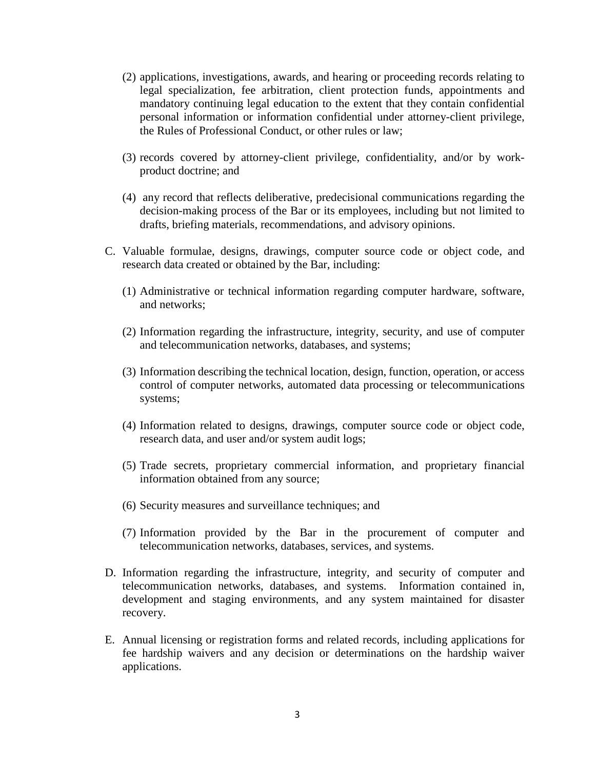(2) applications, investigations, awards, and hearing or proceeding records relating to legal specialization, fee arbitration, client protection funds, appointments and mandatory continuing legal education to the extent that they contain confidential personal information or information confidential under attorney-client privilege, the Rules of Professional Conduct, or other rules or law;

(3) records covered by attorney-client privilege, confidentiality, and/or by work-product doctrine; and

(4) any record that reflects deliberative, predecisional communications regarding the decision-making process of the Bar or its employees, including but not limited to drafts, briefing materials, recommendations, and advisory opinions.

C. Valuable formulae, designs, drawings, computer source code or object code, and research data created or obtained by the Bar, including:

(1) Administrative or technical information regarding computer hardware, software, and networks;

(2) Information regarding the infrastructure, integrity, security, and use of computer and telecommunication networks, databases, and systems;

(3) Information describing the technical location, design, function, operation, or access control of computer networks, automated data processing or telecommunications systems;

(4) Information related to designs, drawings, computer source code or object code, research data, and user and/or system audit logs;

(5) Trade secrets, proprietary commercial information, and proprietary financial information obtained from any source;

(6) Security measures and surveillance techniques; and

(7) Information provided by the Bar in the procurement of computer and telecommunication networks, databases, services, and systems.

D. Information regarding the infrastructure, integrity, and security of computer and telecommunication networks, databases, and systems. Information contained in, development and staging environments, and any system maintained for disaster recovery.

E. Annual licensing or registration forms and related records, including applications for fee hardship waivers and any decision or determinations on the hardship waiver applications.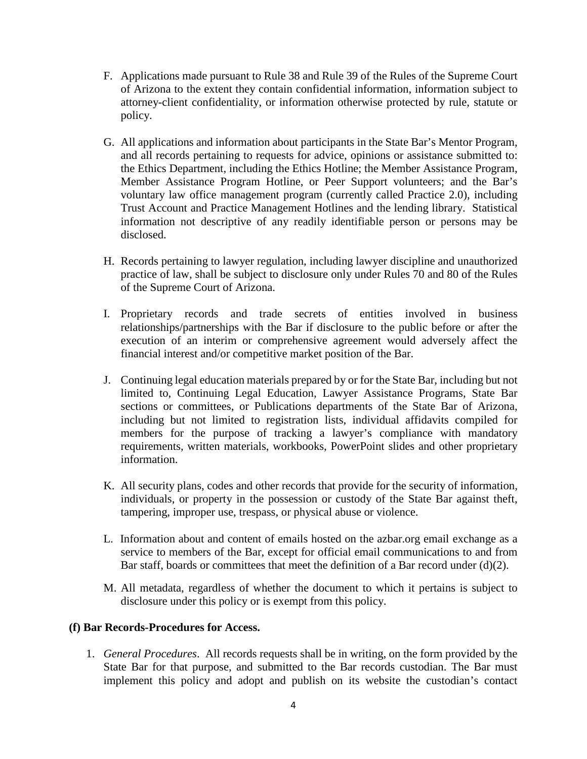F. Applications made pursuant to Rule 38 and Rule 39 of the Rules of the Supreme Court of Arizona to the extent they contain confidential information, information subject to attorney-client confidentiality, or information otherwise protected by rule, statute or policy.

G. All applications and information about participants in the State Bar's Mentor Program, and all records pertaining to requests for advice, opinions or assistance submitted to: the Ethics Department, including the Ethics Hotline; the Member Assistance Program, Member Assistance Program Hotline, or Peer Support volunteers; and the Bar's voluntary law office management program (currently called Practice 2.0), including Trust Account and Practice Management Hotlines and the lending library. Statistical information not descriptive of any readily identifiable person or persons may be disclosed.

H. Records pertaining to lawyer regulation, including lawyer discipline and unauthorized practice of law, shall be subject to disclosure only under Rules 70 and 80 of the Rules of the Supreme Court of Arizona.

I. Proprietary records and trade secrets of entities involved in business relationships/partnerships with the Bar if disclosure to the public before or after the execution of an interim or comprehensive agreement would adversely affect the financial interest and/or competitive market position of the Bar.

J. Continuing legal education materials prepared by or for the State Bar, including but not limited to, Continuing Legal Education, Lawyer Assistance Programs, State Bar sections or committees, or Publications departments of the State Bar of Arizona, including but not limited to registration lists, individual affidavits compiled for members for the purpose of tracking a lawyer's compliance with mandatory requirements, written materials, workbooks, PowerPoint slides and other proprietary information.

K. All security plans, codes and other records that provide for the security of information, individuals, or property in the possession or custody of the State Bar against theft, tampering, improper use, trespass, or physical abuse or violence.

L. Information about and content of emails hosted on the azbar.org email exchange as a service to members of the Bar, except for official email communications to and from Bar staff, boards or committees that meet the definition of a Bar record under (d)(2).

M. All metadata, regardless of whether the document to which it pertains is subject to disclosure under this policy or is exempt from this policy.

**(f) Bar Records-Procedures for Access.**

1. *General Procedures*. All records requests shall be in writing, on the form provided by the State Bar for that purpose, and submitted to the Bar records custodian. The Bar must implement this policy and adopt and publish on its website the custodian's contact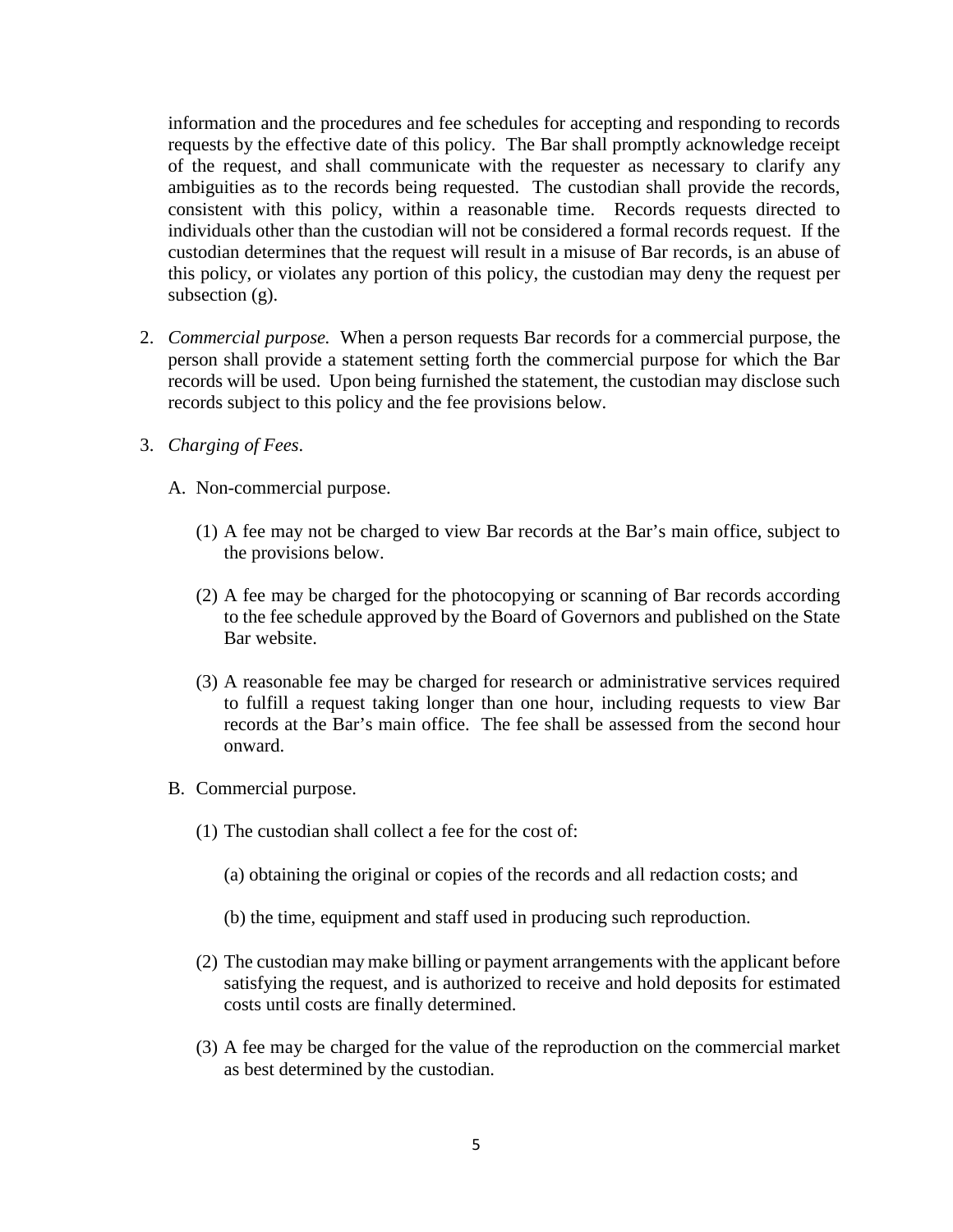information and the procedures and fee schedules for accepting and responding to records requests by the effective date of this policy. The Bar shall promptly acknowledge receipt of the request, and shall communicate with the requester as necessary to clarify any ambiguities as to the records being requested. The custodian shall provide the records, consistent with this policy, within a reasonable time. Records requests directed to individuals other than the custodian will not be considered a formal records request. If the custodian determines that the request will result in a misuse of Bar records, is an abuse of this policy, or violates any portion of this policy, the custodian may deny the request per subsection (g).

2. *Commercial purpose.* When a person requests Bar records for a commercial purpose, the person shall provide a statement setting forth the commercial purpose for which the Bar records will be used. Upon being furnished the statement, the custodian may disclose such records subject to this policy and the fee provisions below.

3. *Charging of Fees*.

   A. Non-commercial purpose.

      (1) A fee may not be charged to view Bar records at the Bar's main office, subject to the provisions below.

      (2) A fee may be charged for the photocopying or scanning of Bar records according to the fee schedule approved by the Board of Governors and published on the State Bar website.

      (3) A reasonable fee may be charged for research or administrative services required to fulfill a request taking longer than one hour, including requests to view Bar records at the Bar's main office. The fee shall be assessed from the second hour onward.

   B. Commercial purpose.

      (1) The custodian shall collect a fee for the cost of:

         (a) obtaining the original or copies of the records and all redaction costs; and

         (b) the time, equipment and staff used in producing such reproduction.

      (2) The custodian may make billing or payment arrangements with the applicant before satisfying the request, and is authorized to receive and hold deposits for estimated costs until costs are finally determined.

      (3) A fee may be charged for the value of the reproduction on the commercial market as best determined by the custodian.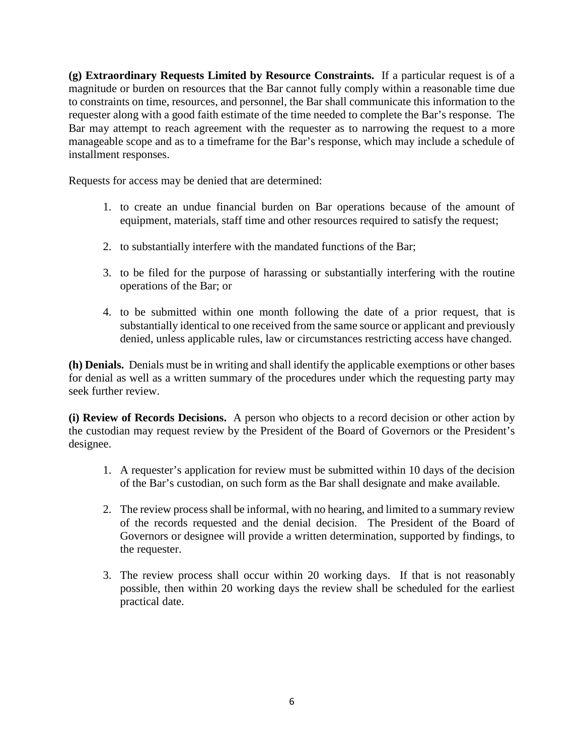**(g) Extraordinary Requests Limited by Resource Constraints.** If a particular request is of a magnitude or burden on resources that the Bar cannot fully comply within a reasonable time due to constraints on time, resources, and personnel, the Bar shall communicate this information to the requester along with a good faith estimate of the time needed to complete the Bar's response. The Bar may attempt to reach agreement with the requester as to narrowing the request to a more manageable scope and as to a timeframe for the Bar's response, which may include a schedule of installment responses.

Requests for access may be denied that are determined:

1. to create an undue financial burden on Bar operations because of the amount of equipment, materials, staff time and other resources required to satisfy the request;

2. to substantially interfere with the mandated functions of the Bar;

3. to be filed for the purpose of harassing or substantially interfering with the routine operations of the Bar; or

4. to be submitted within one month following the date of a prior request, that is substantially identical to one received from the same source or applicant and previously denied, unless applicable rules, law or circumstances restricting access have changed.

**(h) Denials.** Denials must be in writing and shall identify the applicable exemptions or other bases for denial as well as a written summary of the procedures under which the requesting party may seek further review.

**(i) Review of Records Decisions.** A person who objects to a record decision or other action by the custodian may request review by the President of the Board of Governors or the President's designee.

1. A requester's application for review must be submitted within 10 days of the decision of the Bar's custodian, on such form as the Bar shall designate and make available.

2. The review process shall be informal, with no hearing, and limited to a summary review of the records requested and the denial decision. The President of the Board of Governors or designee will provide a written determination, supported by findings, to the requester.

3. The review process shall occur within 20 working days. If that is not reasonably possible, then within 20 working days the review shall be scheduled for the earliest practical date.